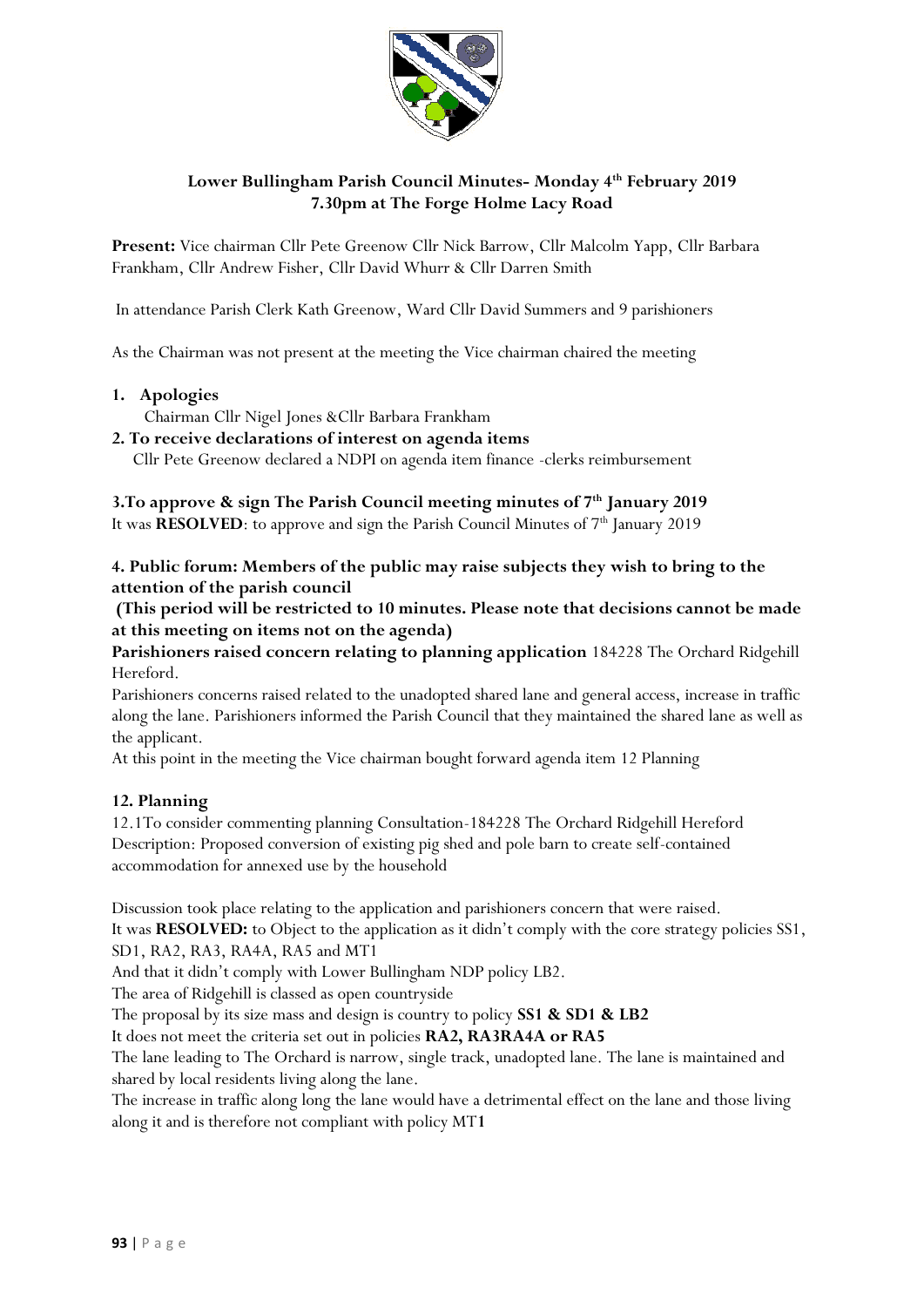# Lower Bullingham Parish Council Minutes- Monday 4th February 2019
## 7.30pm at The Forge Holme Lacy Road

**Present:** Vice chairman Cllr Pete Greenow Cllr Nick Barrow, Cllr Malcolm Yapp, Cllr Barbara Frankham, Cllr Andrew Fisher, Cllr David Whurr & Cllr Darren Smith

In attendance Parish Clerk Kath Greenow, Ward Cllr David Summers and 9 parishioners

As the Chairman was not present at the meeting the Vice chairman chaired the meeting

**1. Apologies**

Chairman Cllr Nigel Jones &Cllr Barbara Frankham

**2. To receive declarations of interest on agenda items**

Cllr Pete Greenow declared a NDPI on agenda item finance -clerks reimbursement

**3.To approve & sign The Parish Council meeting minutes of 7th January 2019**

It was **RESOLVED**: to approve and sign the Parish Council Minutes of 7th January 2019

**4. Public forum: Members of the public may raise subjects they wish to bring to the attention of the parish council**

**(This period will be restricted to 10 minutes. Please note that decisions cannot be made at this meeting on items not on the agenda)**

**Parishioners raised concern relating to planning application** 184228 The Orchard Ridgehill Hereford.

Parishioners concerns raised related to the unadopted shared lane and general access, increase in traffic along the lane. Parishioners informed the Parish Council that they maintained the shared lane as well as the applicant.

At this point in the meeting the Vice chairman bought forward agenda item 12 Planning

**12. Planning**

12.1To consider commenting planning Consultation-184228 The Orchard Ridgehill Hereford Description: Proposed conversion of existing pig shed and pole barn to create self-contained accommodation for annexed use by the household

Discussion took place relating to the application and parishioners concern that were raised.

It was **RESOLVED:** to Object to the application as it didn't comply with the core strategy policies SS1, SD1, RA2, RA3, RA4A, RA5 and MT1

And that it didn't comply with Lower Bullingham NDP policy LB2.

The area of Ridgehill is classed as open countryside

The proposal by its size mass and design is country to policy **SS1 & SD1 & LB2**

It does not meet the criteria set out in policies **RA2, RA3RA4A or RA5**

The lane leading to The Orchard is narrow, single track, unadopted lane. The lane is maintained and shared by local residents living along the lane.

The increase in traffic along long the lane would have a detrimental effect on the lane and those living along it and is therefore not compliant with policy MT**1**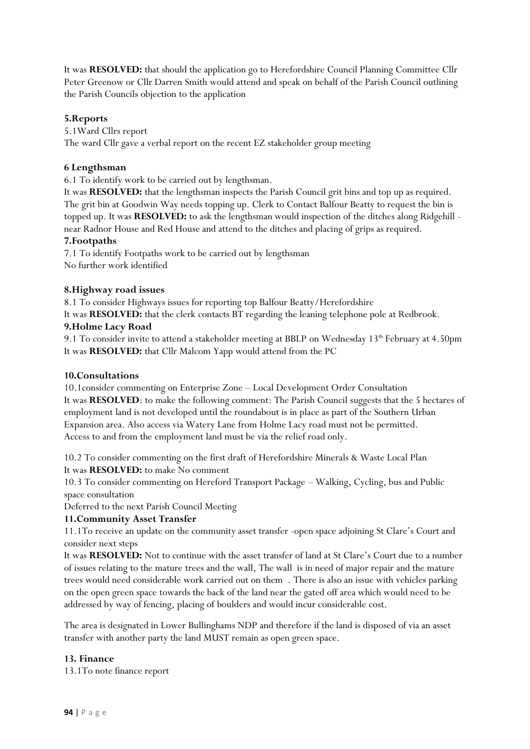It was **RESOLVED:** that should the application go to Herefordshire Council Planning Committee Cllr Peter Greenow or Cllr Darren Smith would attend and speak on behalf of the Parish Council outlining the Parish Councils objection to the application

**5.Reports**

5.1Ward Cllrs report

The ward Cllr gave a verbal report on the recent EZ stakeholder group meeting

**6 Lengthsman**

6.1 To identify work to be carried out by lengthsman.

It was **RESOLVED:** that the lengthsman inspects the Parish Council grit bins and top up as required. The grit bin at Goodwin Way needs topping up. Clerk to Contact Balfour Beatty to request the bin is topped up. It was **RESOLVED:** to ask the lengthsman would inspection of the ditches along Ridgehill - near Radnor House and Red House and attend to the ditches and placing of grips as required.

**7.Footpaths**

7.1 To identify Footpaths work to be carried out by lengthsman

No further work identified

**8.Highway road issues**

8.1 To consider Highways issues for reporting top Balfour Beatty/Herefordshire

It was **RESOLVED:** that the clerk contacts BT regarding the leaning telephone pole at Redbrook.

**9.Holme Lacy Road**

9.1 To consider invite to attend a stakeholder meeting at BBLP on Wednesday 13th February at 4.50pm

It was **RESOLVED:** that Cllr Malcom Yapp would attend from the PC

**10.Consultations**

10.1consider commenting on Enterprise Zone – Local Development Order Consultation

It was **RESOLVED**: to make the following comment: The Parish Council suggests that the 5 hectares of employment land is not developed until the roundabout is in place as part of the Southern Urban Expansion area. Also access via Watery Lane from Holme Lacy road must not be permitted. Access to and from the employment land must be via the relief road only.

10.2 To consider commenting on the first draft of Herefordshire Minerals & Waste Local Plan

It was **RESOLVED:** to make No comment

10.3 To consider commenting on Hereford Transport Package – Walking, Cycling, bus and Public space consultation

Deferred to the next Parish Council Meeting

**11.Community Asset Transfer**

11.1To receive an update on the community asset transfer -open space adjoining St Clare's Court and consider next steps

It was **RESOLVED:** Not to continue with the asset transfer of land at St Clare's Court due to a number of issues relating to the mature trees and the wall, The wall is in need of major repair and the mature trees would need considerable work carried out on them . There is also an issue with vehicles parking on the open green space towards the back of the land near the gated off area which would need to be addressed by way of fencing, placing of boulders and would incur considerable cost.

The area is designated in Lower Bullinghams NDP and therefore if the land is disposed of via an asset transfer with another party the land MUST remain as open green space.

**13. Finance**

13.1To note finance report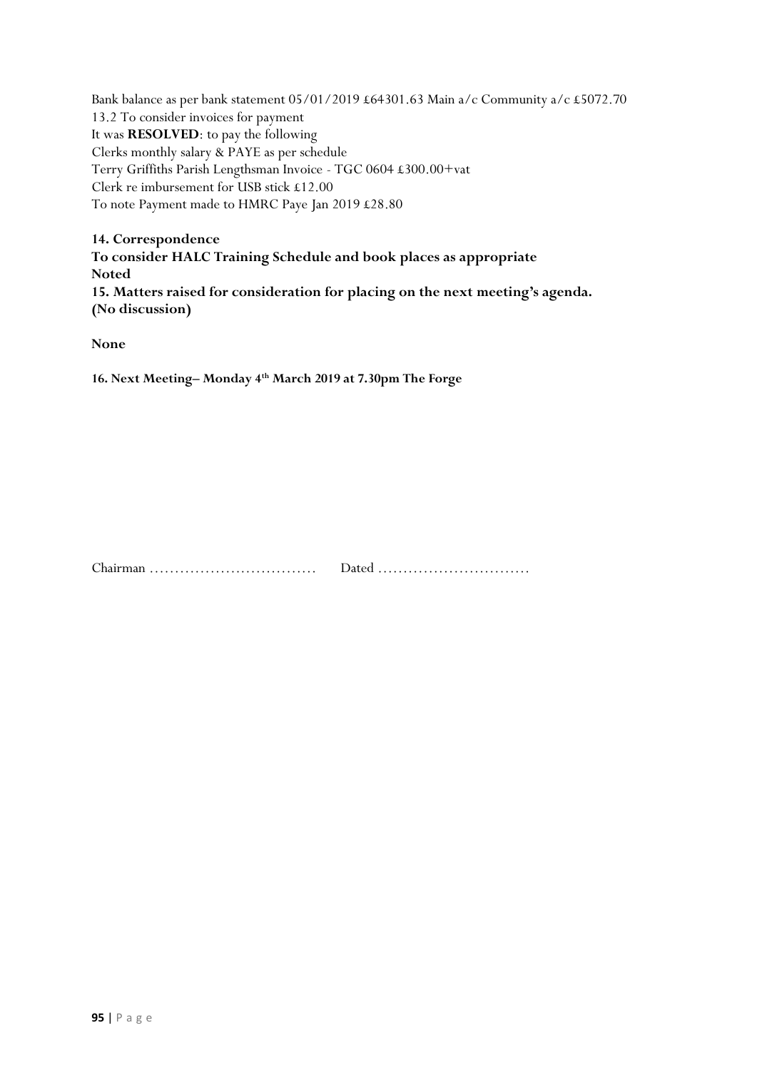Bank balance as per bank statement 05/01/2019 £64301.63 Main a/c Community a/c £5072.70
13.2 To consider invoices for payment
It was **RESOLVED**: to pay the following
Clerks monthly salary & PAYE as per schedule
Terry Griffiths Parish Lengthsman Invoice - TGC 0604 £300.00+vat
Clerk re imbursement for USB stick £12.00
To note Payment made to HMRC Paye Jan 2019 £28.80

**14. Correspondence**
**To consider HALC Training Schedule and book places as appropriate**
**Noted**
**15. Matters raised for consideration for placing on the next meeting's agenda.**
**(No discussion)**

**None**

**16. Next Meeting– Monday 4th March 2019 at 7.30pm The Forge**

Chairman …………………………… Dated …………………………